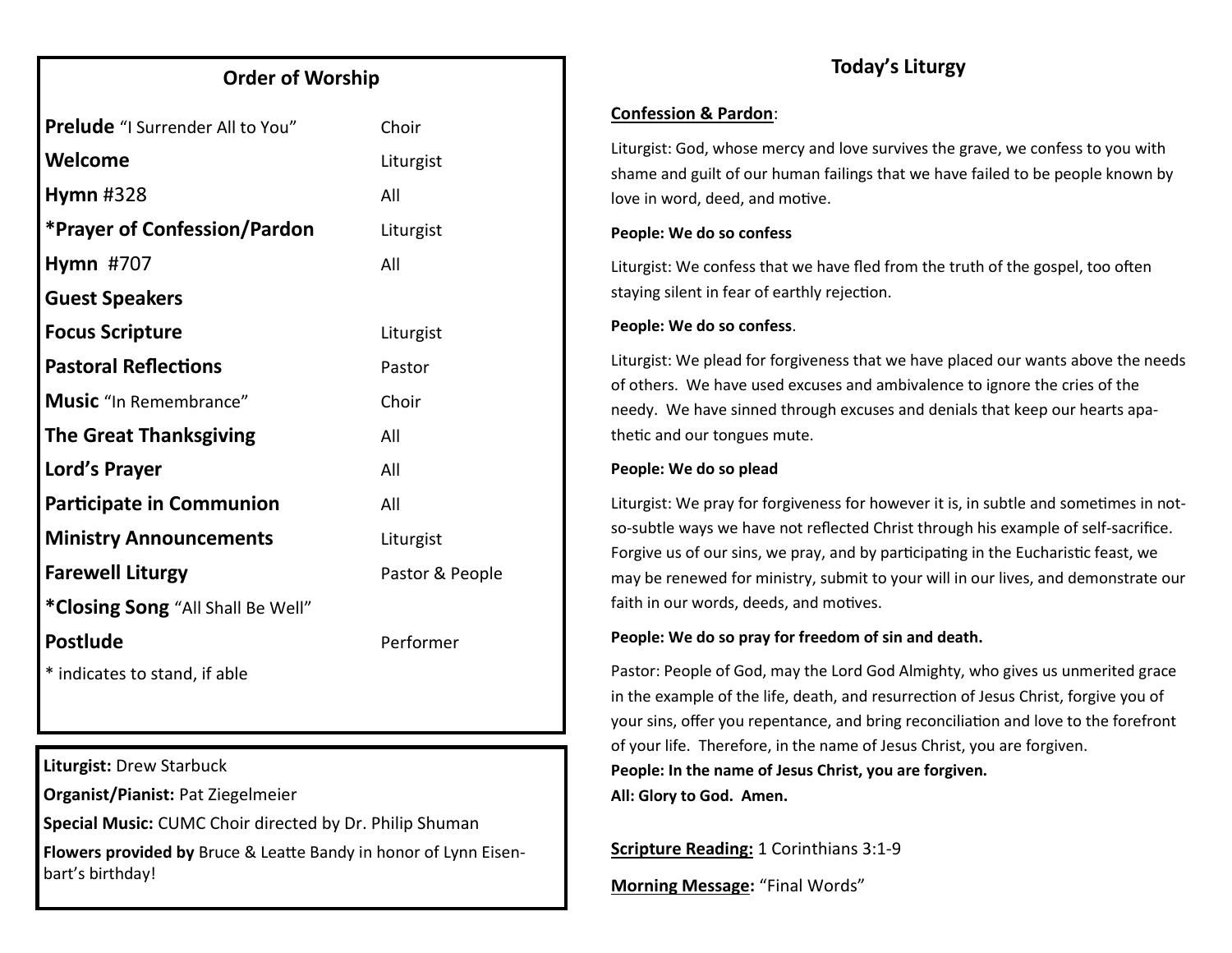## Order of Worship

| | |
|---|---|
| **Prelude** "I Surrender All to You" | Choir |
| **Welcome** | Liturgist |
| **Hymn** #328 | All |
| ***Prayer of Confession/Pardon** | Liturgist |
| **Hymn** #707 | All |
| **Guest Speakers** | |
| **Focus Scripture** | Liturgist |
| **Pastoral Reflections** | Pastor |
| **Music** "In Remembrance" | Choir |
| **The Great Thanksgiving** | All |
| **Lord's Prayer** | All |
| **Participate in Communion** | All |
| **Ministry Announcements** | Liturgist |
| **Farewell Liturgy** | Pastor & People |
| ***Closing Song** "All Shall Be Well" | |
| **Postlude** | Performer |

* indicates to stand, if able

**Liturgist:** Drew Starbuck

**Organist/Pianist:** Pat Ziegelmeier

**Special Music:** CUMC Choir directed by Dr. Philip Shuman

**Flowers provided by** Bruce & Leatte Bandy in honor of Lynn Eisenbart's birthday!

## Today's Liturgy

**Confession & Pardon**:

Liturgist: God, whose mercy and love survives the grave, we confess to you with shame and guilt of our human failings that we have failed to be people known by love in word, deed, and motive.

**People: We do so confess**

Liturgist: We confess that we have fled from the truth of the gospel, too often staying silent in fear of earthly rejection.

**People: We do so confess**.

Liturgist: We plead for forgiveness that we have placed our wants above the needs of others. We have used excuses and ambivalence to ignore the cries of the needy. We have sinned through excuses and denials that keep our hearts apathetic and our tongues mute.

**People: We do so plead**

Liturgist: We pray for forgiveness for however it is, in subtle and sometimes in not-so-subtle ways we have not reflected Christ through his example of self-sacrifice. Forgive us of our sins, we pray, and by participating in the Eucharistic feast, we may be renewed for ministry, submit to your will in our lives, and demonstrate our faith in our words, deeds, and motives.

**People: We do so pray for freedom of sin and death.**

Pastor: People of God, may the Lord God Almighty, who gives us unmerited grace in the example of the life, death, and resurrection of Jesus Christ, forgive you of your sins, offer you repentance, and bring reconciliation and love to the forefront of your life. Therefore, in the name of Jesus Christ, you are forgiven.

**People: In the name of Jesus Christ, you are forgiven.**

**All: Glory to God. Amen.**

**Scripture Reading:** 1 Corinthians 3:1-9

**Morning Message:** "Final Words"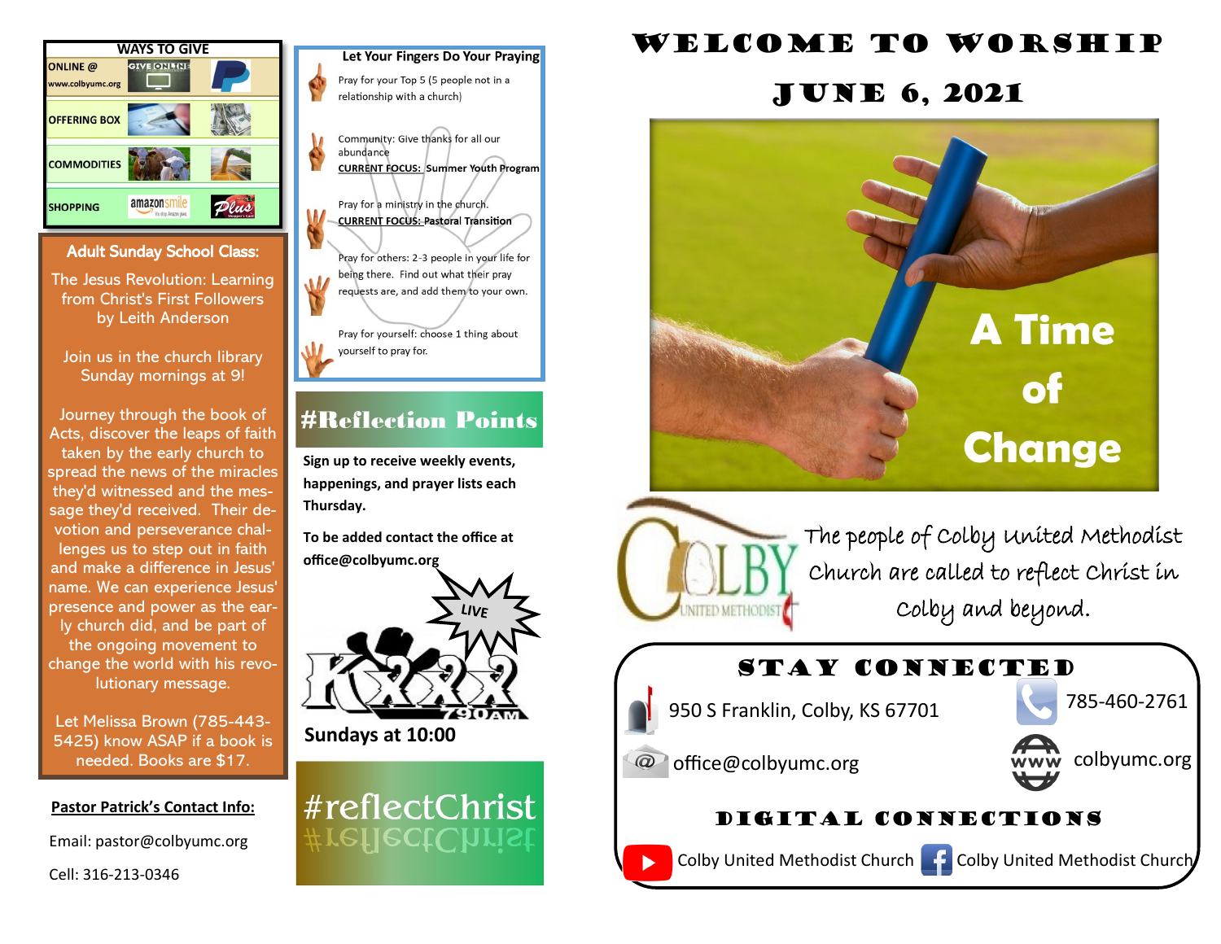## WAYS TO GIVE

| | |
|---|---|
| ONLINE @ www.colbyumc.org | GIVE ONLINE |
| OFFERING BOX | |
| COMMODITIES | |
| SHOPPING | amazonsmile |

### Adult Sunday School Class:

The Jesus Revolution: Learning from Christ's First Followers by Leith Anderson

Join us in the church library Sunday mornings at 9!

Journey through the book of Acts, discover the leaps of faith taken by the early church to spread the news of the miracles they'd witnessed and the message they'd received. Their devotion and perseverance challenges us to step out in faith and make a difference in Jesus' name. We can experience Jesus' presence and power as the early church did, and be part of the ongoing movement to change the world with his revolutionary message.

Let Melissa Brown (785-443-5425) know ASAP if a book is needed. Books are $17.

**Pastor Patrick's Contact Info:**

Email: pastor@colbyumc.org

Cell: 316-213-0346

### Let Your Fingers Do Your Praying

Pray for your Top 5 (5 people not in a relationship with a church)

Community: Give thanks for all our abundance
**CURRENT FOCUS: Summer Youth Program**

Pray for a ministry in the church.
**CURRENT FOCUS: Pastoral Transition**

Pray for others: 2-3 people in your life for being there. Find out what their pray requests are, and add them to your own.

Pray for yourself: choose 1 thing about yourself to pray for.

## #Reflection Points

**Sign up to receive weekly events, happenings, and prayer lists each Thursday.**

**To be added contact the office at office@colbyumc.org**

LIVE

KXXX 790AM

**Sundays at 10:00**

#reflectChrist

# WELCOME TO WORSHIP

# JUNE 6, 2021

A Time of Change

COLBY UNITED METHODIST

The people of Colby United Methodist Church are called to reflect Christ in Colby and beyond.

## STAY CONNECTED

950 S Franklin, Colby, KS 67701

785-460-2761

office@colbyumc.org

colbyumc.org

## DIGITAL CONNECTIONS

Colby United Methodist Church

Colby United Methodist Church